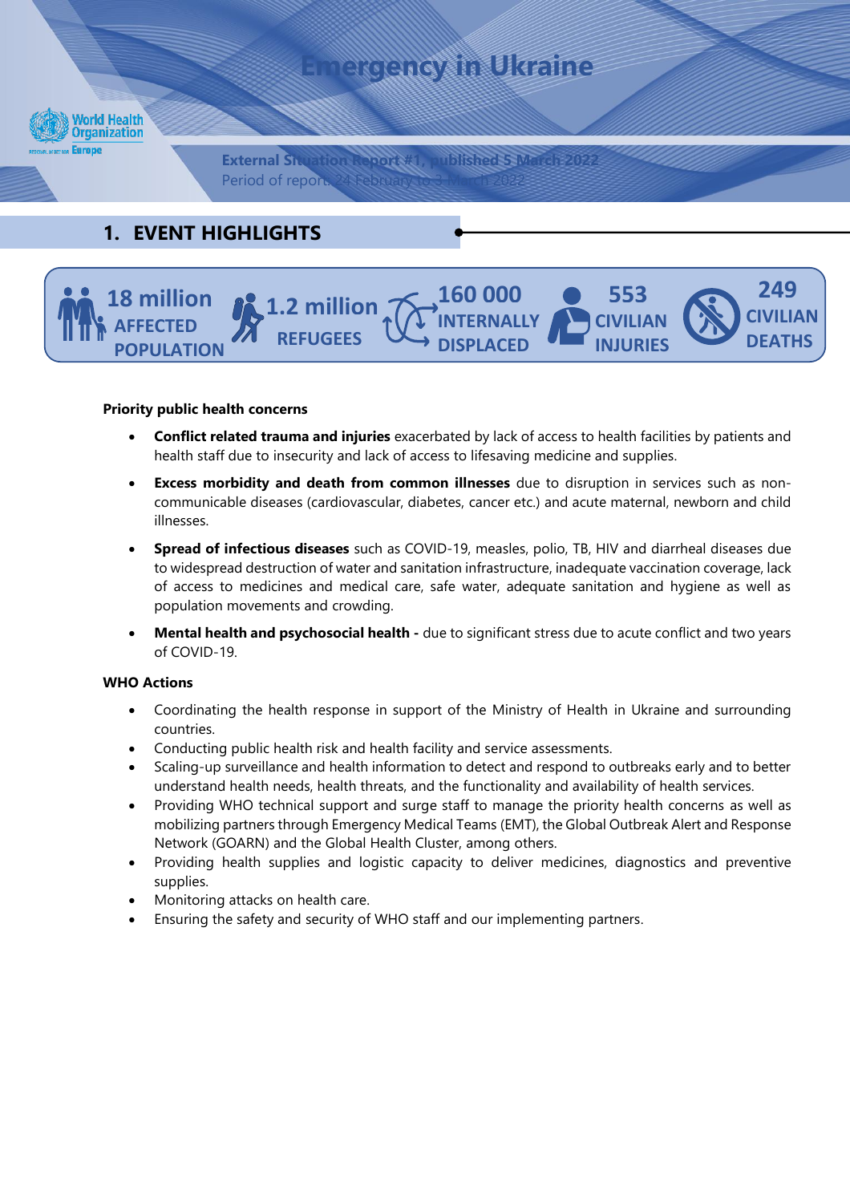# Emergency in Ukraine

World Health Organization Europe

**External Situation Report #1, published 5 March 2022**
Period of report: 24 February to 3 March 2022

## 1. EVENT HIGHLIGHTS

| 18 million AFFECTED POPULATION | 1.2 million REFUGEES | 160 000 INTERNALLY DISPLACED | 553 CIVILIAN INJURIES | 249 CIVILIAN DEATHS |
|---|---|---|---|---|

**Priority public health concerns**

- **Conflict related trauma and injuries** exacerbated by lack of access to health facilities by patients and health staff due to insecurity and lack of access to lifesaving medicine and supplies.
- **Excess morbidity and death from common illnesses** due to disruption in services such as non-communicable diseases (cardiovascular, diabetes, cancer etc.) and acute maternal, newborn and child illnesses.
- **Spread of infectious diseases** such as COVID-19, measles, polio, TB, HIV and diarrheal diseases due to widespread destruction of water and sanitation infrastructure, inadequate vaccination coverage, lack of access to medicines and medical care, safe water, adequate sanitation and hygiene as well as population movements and crowding.
- **Mental health and psychosocial health -** due to significant stress due to acute conflict and two years of COVID-19.

**WHO Actions**

- Coordinating the health response in support of the Ministry of Health in Ukraine and surrounding countries.
- Conducting public health risk and health facility and service assessments.
- Scaling-up surveillance and health information to detect and respond to outbreaks early and to better understand health needs, health threats, and the functionality and availability of health services.
- Providing WHO technical support and surge staff to manage the priority health concerns as well as mobilizing partners through Emergency Medical Teams (EMT), the Global Outbreak Alert and Response Network (GOARN) and the Global Health Cluster, among others.
- Providing health supplies and logistic capacity to deliver medicines, diagnostics and preventive supplies.
- Monitoring attacks on health care.
- Ensuring the safety and security of WHO staff and our implementing partners.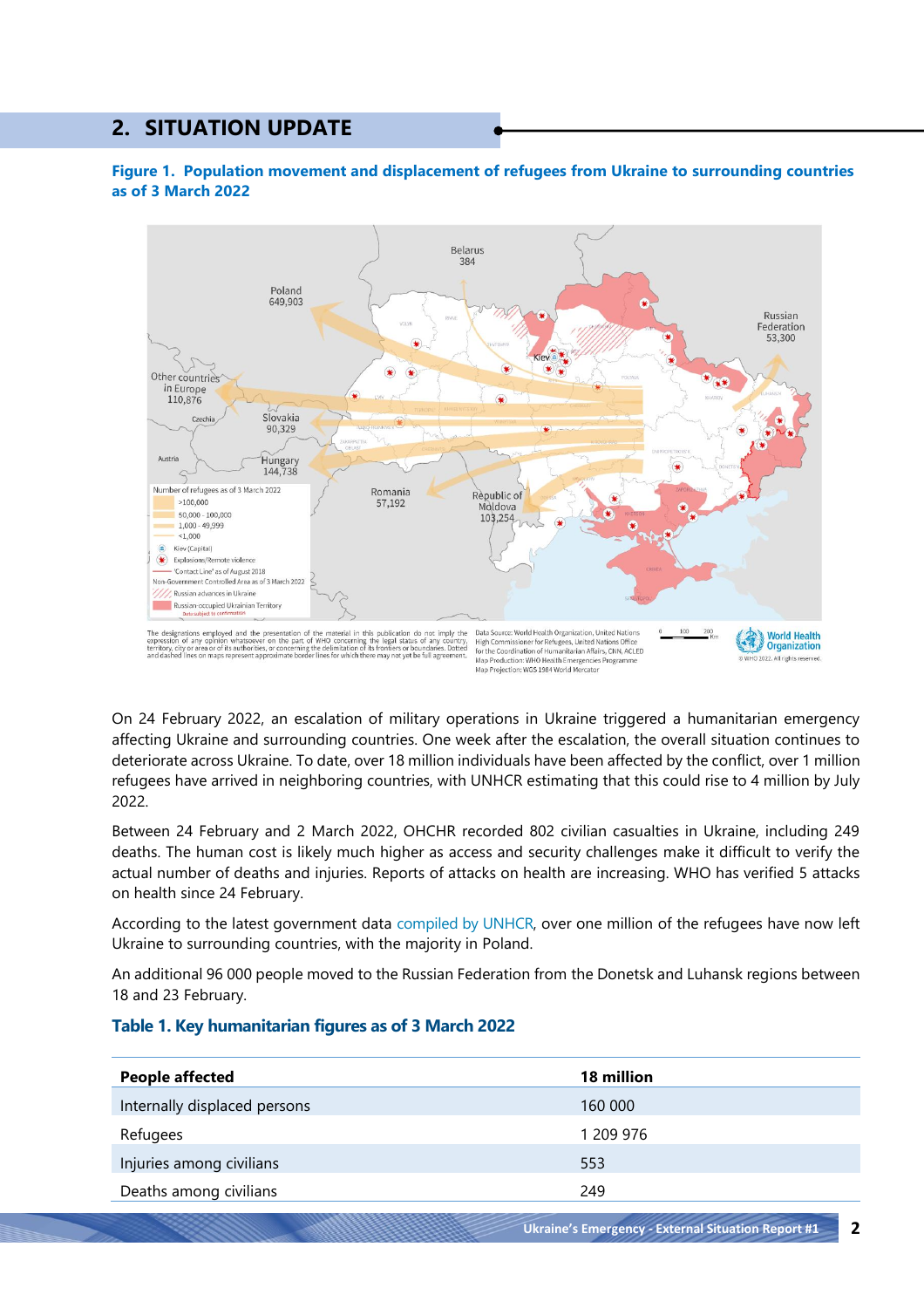## 2. SITUATION UPDATE

**Figure 1. Population movement and displacement of refugees from Ukraine to surrounding countries as of 3 March 2022**

On 24 February 2022, an escalation of military operations in Ukraine triggered a humanitarian emergency affecting Ukraine and surrounding countries. One week after the escalation, the overall situation continues to deteriorate across Ukraine. To date, over 18 million individuals have been affected by the conflict, over 1 million refugees have arrived in neighboring countries, with UNHCR estimating that this could rise to 4 million by July 2022.

Between 24 February and 2 March 2022, OHCHR recorded 802 civilian casualties in Ukraine, including 249 deaths. The human cost is likely much higher as access and security challenges make it difficult to verify the actual number of deaths and injuries. Reports of attacks on health are increasing. WHO has verified 5 attacks on health since 24 February.

According to the latest government data compiled by UNHCR, over one million of the refugees have now left Ukraine to surrounding countries, with the majority in Poland.

An additional 96 000 people moved to the Russian Federation from the Donetsk and Luhansk regions between 18 and 23 February.

**Table 1. Key humanitarian figures as of 3 March 2022**

| **People affected** | **18 million** |
|---|---|
| Internally displaced persons | 160 000 |
| Refugees | 1 209 976 |
| Injuries among civilians | 553 |
| Deaths among civilians | 249 |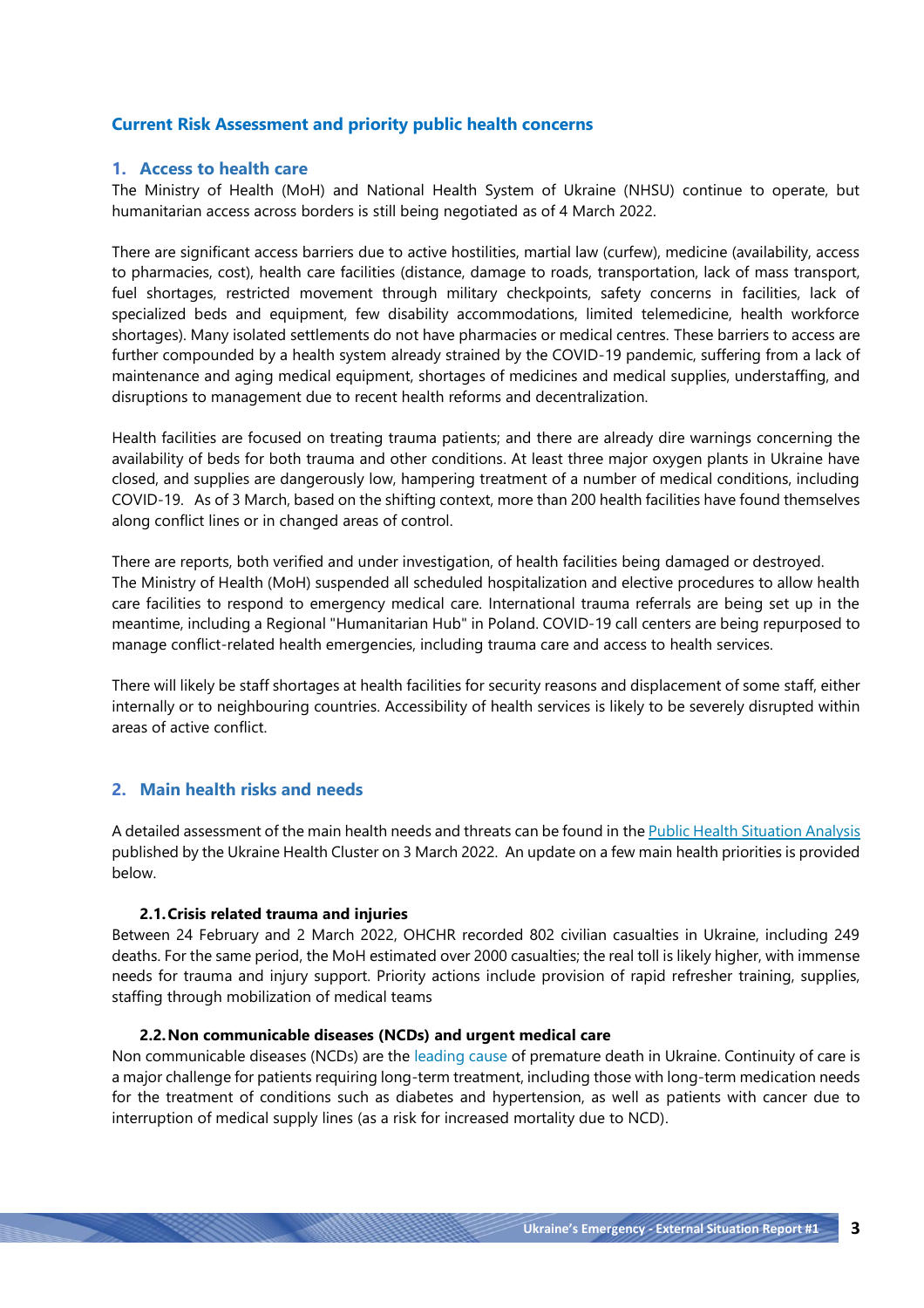## Current Risk Assessment and priority public health concerns

### 1. Access to health care

The Ministry of Health (MoH) and National Health System of Ukraine (NHSU) continue to operate, but humanitarian access across borders is still being negotiated as of 4 March 2022.

There are significant access barriers due to active hostilities, martial law (curfew), medicine (availability, access to pharmacies, cost), health care facilities (distance, damage to roads, transportation, lack of mass transport, fuel shortages, restricted movement through military checkpoints, safety concerns in facilities, lack of specialized beds and equipment, few disability accommodations, limited telemedicine, health workforce shortages). Many isolated settlements do not have pharmacies or medical centres. These barriers to access are further compounded by a health system already strained by the COVID-19 pandemic, suffering from a lack of maintenance and aging medical equipment, shortages of medicines and medical supplies, understaffing, and disruptions to management due to recent health reforms and decentralization.

Health facilities are focused on treating trauma patients; and there are already dire warnings concerning the availability of beds for both trauma and other conditions. At least three major oxygen plants in Ukraine have closed, and supplies are dangerously low, hampering treatment of a number of medical conditions, including COVID-19. As of 3 March, based on the shifting context, more than 200 health facilities have found themselves along conflict lines or in changed areas of control.

There are reports, both verified and under investigation, of health facilities being damaged or destroyed.
The Ministry of Health (MoH) suspended all scheduled hospitalization and elective procedures to allow health care facilities to respond to emergency medical care. International trauma referrals are being set up in the meantime, including a Regional "Humanitarian Hub" in Poland. COVID-19 call centers are being repurposed to manage conflict-related health emergencies, including trauma care and access to health services.

There will likely be staff shortages at health facilities for security reasons and displacement of some staff, either internally or to neighbouring countries. Accessibility of health services is likely to be severely disrupted within areas of active conflict.

### 2. Main health risks and needs

A detailed assessment of the main health needs and threats can be found in the Public Health Situation Analysis published by the Ukraine Health Cluster on 3 March 2022. An update on a few main health priorities is provided below.

#### 2.1. Crisis related trauma and injuries

Between 24 February and 2 March 2022, OHCHR recorded 802 civilian casualties in Ukraine, including 249 deaths. For the same period, the MoH estimated over 2000 casualties; the real toll is likely higher, with immense needs for trauma and injury support. Priority actions include provision of rapid refresher training, supplies, staffing through mobilization of medical teams

#### 2.2. Non communicable diseases (NCDs) and urgent medical care

Non communicable diseases (NCDs) are the leading cause of premature death in Ukraine. Continuity of care is a major challenge for patients requiring long-term treatment, including those with long-term medication needs for the treatment of conditions such as diabetes and hypertension, as well as patients with cancer due to interruption of medical supply lines (as a risk for increased mortality due to NCD).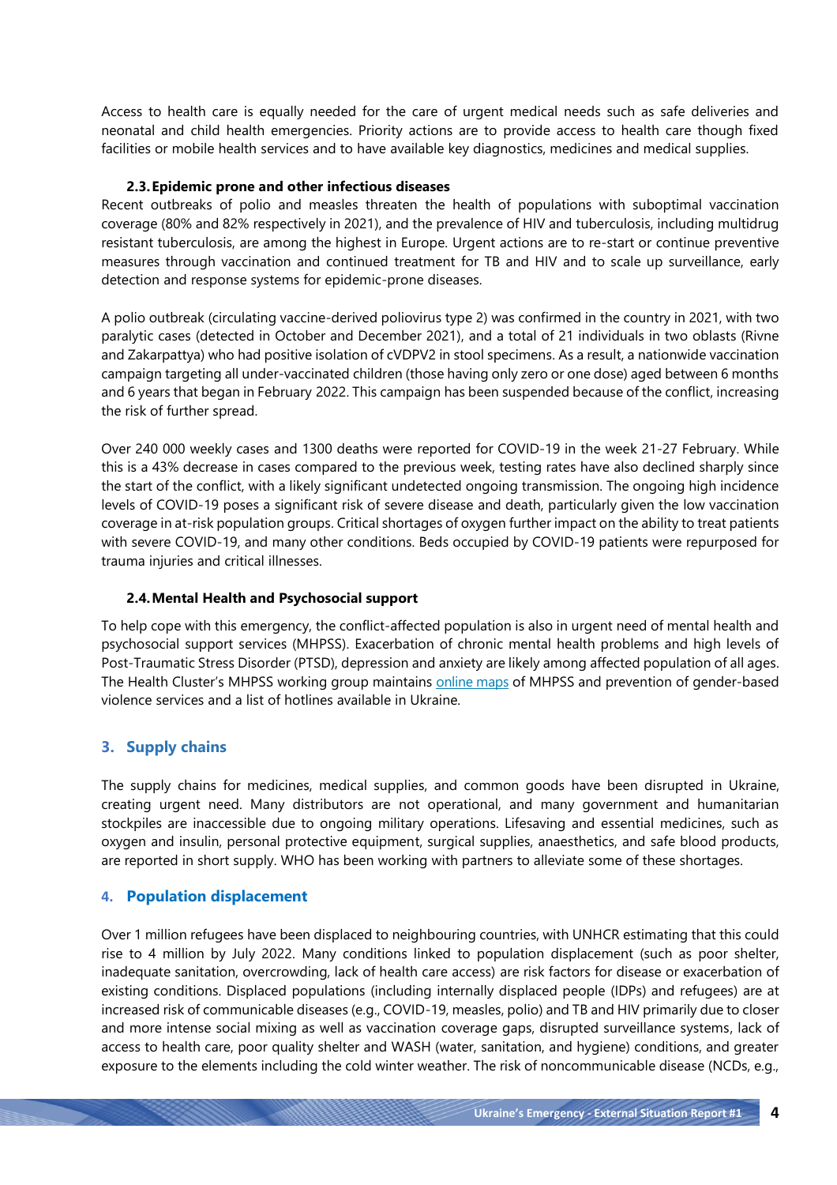Access to health care is equally needed for the care of urgent medical needs such as safe deliveries and neonatal and child health emergencies. Priority actions are to provide access to health care though fixed facilities or mobile health services and to have available key diagnostics, medicines and medical supplies.

### 2.3. Epidemic prone and other infectious diseases

Recent outbreaks of polio and measles threaten the health of populations with suboptimal vaccination coverage (80% and 82% respectively in 2021), and the prevalence of HIV and tuberculosis, including multidrug resistant tuberculosis, are among the highest in Europe. Urgent actions are to re-start or continue preventive measures through vaccination and continued treatment for TB and HIV and to scale up surveillance, early detection and response systems for epidemic-prone diseases.

A polio outbreak (circulating vaccine-derived poliovirus type 2) was confirmed in the country in 2021, with two paralytic cases (detected in October and December 2021), and a total of 21 individuals in two oblasts (Rivne and Zakarpattya) who had positive isolation of cVDPV2 in stool specimens. As a result, a nationwide vaccination campaign targeting all under-vaccinated children (those having only zero or one dose) aged between 6 months and 6 years that began in February 2022. This campaign has been suspended because of the conflict, increasing the risk of further spread.

Over 240 000 weekly cases and 1300 deaths were reported for COVID-19 in the week 21-27 February. While this is a 43% decrease in cases compared to the previous week, testing rates have also declined sharply since the start of the conflict, with a likely significant undetected ongoing transmission. The ongoing high incidence levels of COVID-19 poses a significant risk of severe disease and death, particularly given the low vaccination coverage in at-risk population groups. Critical shortages of oxygen further impact on the ability to treat patients with severe COVID-19, and many other conditions. Beds occupied by COVID-19 patients were repurposed for trauma injuries and critical illnesses.

### 2.4. Mental Health and Psychosocial support

To help cope with this emergency, the conflict-affected population is also in urgent need of mental health and psychosocial support services (MHPSS). Exacerbation of chronic mental health problems and high levels of Post-Traumatic Stress Disorder (PTSD), depression and anxiety are likely among affected population of all ages. The Health Cluster's MHPSS working group maintains online maps of MHPSS and prevention of gender-based violence services and a list of hotlines available in Ukraine.

## 3. Supply chains

The supply chains for medicines, medical supplies, and common goods have been disrupted in Ukraine, creating urgent need. Many distributors are not operational, and many government and humanitarian stockpiles are inaccessible due to ongoing military operations. Lifesaving and essential medicines, such as oxygen and insulin, personal protective equipment, surgical supplies, anaesthetics, and safe blood products, are reported in short supply. WHO has been working with partners to alleviate some of these shortages.

## 4. Population displacement

Over 1 million refugees have been displaced to neighbouring countries, with UNHCR estimating that this could rise to 4 million by July 2022. Many conditions linked to population displacement (such as poor shelter, inadequate sanitation, overcrowding, lack of health care access) are risk factors for disease or exacerbation of existing conditions. Displaced populations (including internally displaced people (IDPs) and refugees) are at increased risk of communicable diseases (e.g., COVID-19, measles, polio) and TB and HIV primarily due to closer and more intense social mixing as well as vaccination coverage gaps, disrupted surveillance systems, lack of access to health care, poor quality shelter and WASH (water, sanitation, and hygiene) conditions, and greater exposure to the elements including the cold winter weather. The risk of noncommunicable disease (NCDs, e.g.,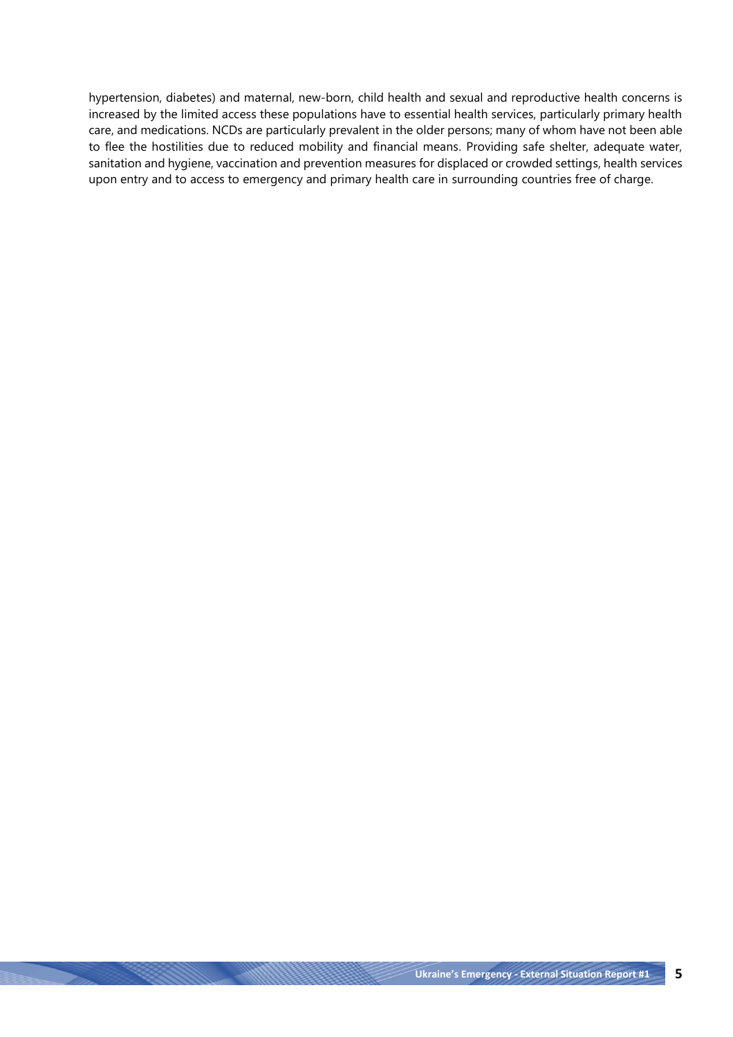hypertension, diabetes) and maternal, new-born, child health and sexual and reproductive health concerns is increased by the limited access these populations have to essential health services, particularly primary health care, and medications. NCDs are particularly prevalent in the older persons; many of whom have not been able to flee the hostilities due to reduced mobility and financial means. Providing safe shelter, adequate water, sanitation and hygiene, vaccination and prevention measures for displaced or crowded settings, health services upon entry and to access to emergency and primary health care in surrounding countries free of charge.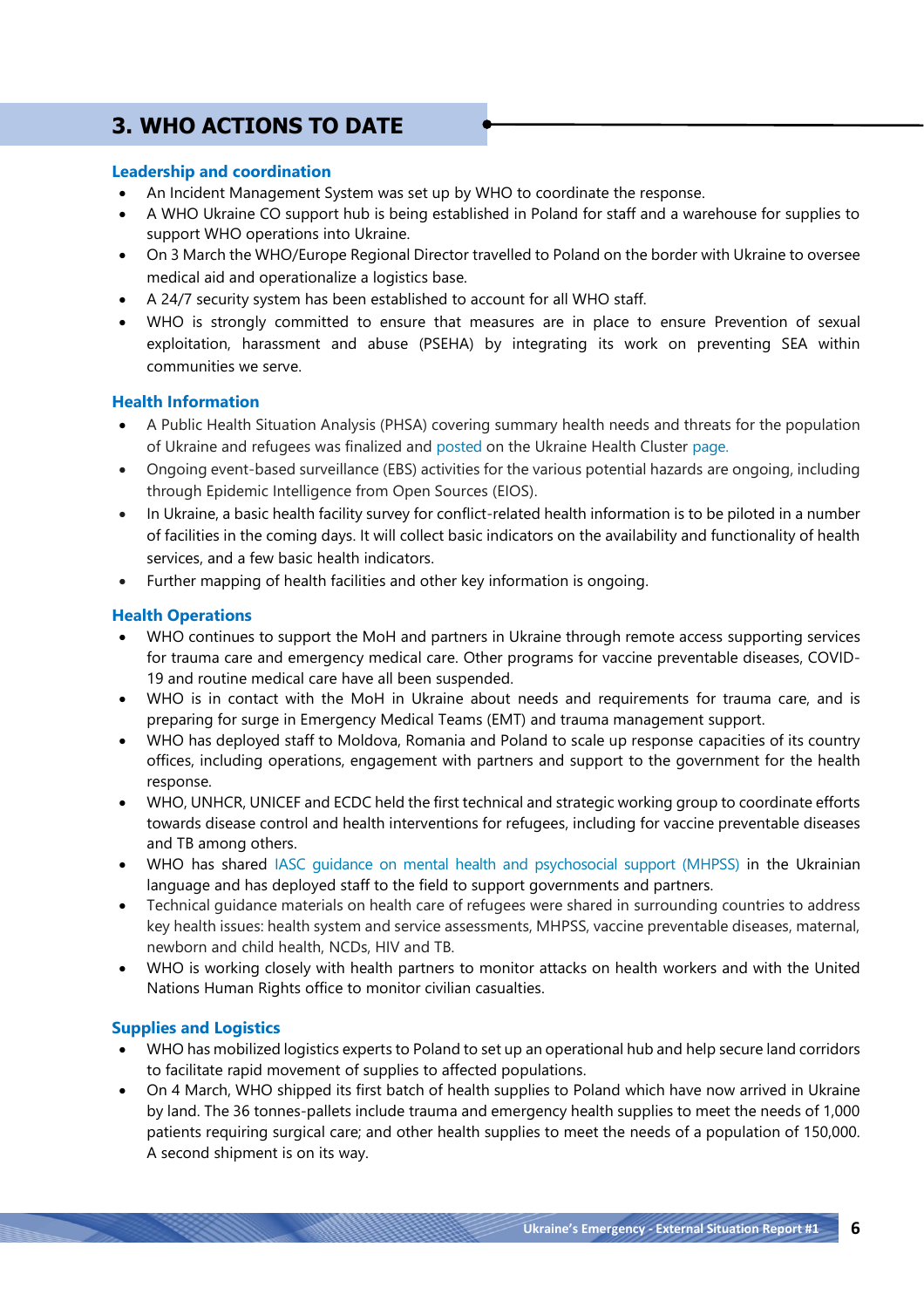## 3. WHO ACTIONS TO DATE

### Leadership and coordination

- An Incident Management System was set up by WHO to coordinate the response.
- A WHO Ukraine CO support hub is being established in Poland for staff and a warehouse for supplies to support WHO operations into Ukraine.
- On 3 March the WHO/Europe Regional Director travelled to Poland on the border with Ukraine to oversee medical aid and operationalize a logistics base.
- A 24/7 security system has been established to account for all WHO staff.
- WHO is strongly committed to ensure that measures are in place to ensure Prevention of sexual exploitation, harassment and abuse (PSEHA) by integrating its work on preventing SEA within communities we serve.

### Health Information

- A Public Health Situation Analysis (PHSA) covering summary health needs and threats for the population of Ukraine and refugees was finalized and posted on the Ukraine Health Cluster page.
- Ongoing event-based surveillance (EBS) activities for the various potential hazards are ongoing, including through Epidemic Intelligence from Open Sources (EIOS).
- In Ukraine, a basic health facility survey for conflict-related health information is to be piloted in a number of facilities in the coming days. It will collect basic indicators on the availability and functionality of health services, and a few basic health indicators.
- Further mapping of health facilities and other key information is ongoing.

### Health Operations

- WHO continues to support the MoH and partners in Ukraine through remote access supporting services for trauma care and emergency medical care. Other programs for vaccine preventable diseases, COVID-19 and routine medical care have all been suspended.
- WHO is in contact with the MoH in Ukraine about needs and requirements for trauma care, and is preparing for surge in Emergency Medical Teams (EMT) and trauma management support.
- WHO has deployed staff to Moldova, Romania and Poland to scale up response capacities of its country offices, including operations, engagement with partners and support to the government for the health response.
- WHO, UNHCR, UNICEF and ECDC held the first technical and strategic working group to coordinate efforts towards disease control and health interventions for refugees, including for vaccine preventable diseases and TB among others.
- WHO has shared IASC guidance on mental health and psychosocial support (MHPSS) in the Ukrainian language and has deployed staff to the field to support governments and partners.
- Technical guidance materials on health care of refugees were shared in surrounding countries to address key health issues: health system and service assessments, MHPSS, vaccine preventable diseases, maternal, newborn and child health, NCDs, HIV and TB.
- WHO is working closely with health partners to monitor attacks on health workers and with the United Nations Human Rights office to monitor civilian casualties.

### Supplies and Logistics

- WHO has mobilized logistics experts to Poland to set up an operational hub and help secure land corridors to facilitate rapid movement of supplies to affected populations.
- On 4 March, WHO shipped its first batch of health supplies to Poland which have now arrived in Ukraine by land. The 36 tonnes-pallets include trauma and emergency health supplies to meet the needs of 1,000 patients requiring surgical care; and other health supplies to meet the needs of a population of 150,000. A second shipment is on its way.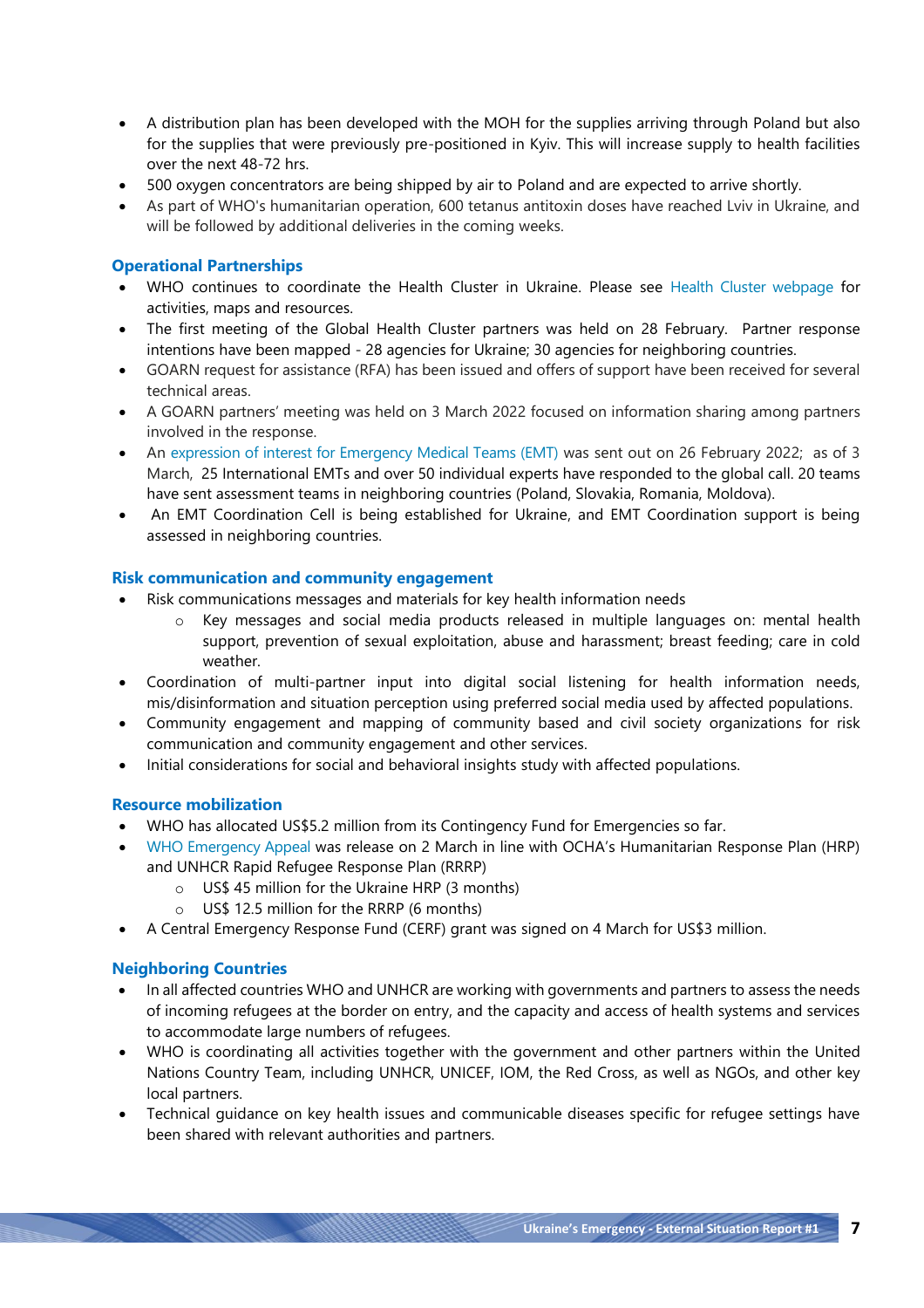- A distribution plan has been developed with the MOH for the supplies arriving through Poland but also for the supplies that were previously pre-positioned in Kyiv. This will increase supply to health facilities over the next 48-72 hrs.
- 500 oxygen concentrators are being shipped by air to Poland and are expected to arrive shortly.
- As part of WHO's humanitarian operation, 600 tetanus antitoxin doses have reached Lviv in Ukraine, and will be followed by additional deliveries in the coming weeks.

### Operational Partnerships

- WHO continues to coordinate the Health Cluster in Ukraine. Please see Health Cluster webpage for activities, maps and resources.
- The first meeting of the Global Health Cluster partners was held on 28 February. Partner response intentions have been mapped - 28 agencies for Ukraine; 30 agencies for neighboring countries.
- GOARN request for assistance (RFA) has been issued and offers of support have been received for several technical areas.
- A GOARN partners' meeting was held on 3 March 2022 focused on information sharing among partners involved in the response.
- An expression of interest for Emergency Medical Teams (EMT) was sent out on 26 February 2022; as of 3 March, 25 International EMTs and over 50 individual experts have responded to the global call. 20 teams have sent assessment teams in neighboring countries (Poland, Slovakia, Romania, Moldova).
- An EMT Coordination Cell is being established for Ukraine, and EMT Coordination support is being assessed in neighboring countries.

### Risk communication and community engagement

- Risk communications messages and materials for key health information needs
  - Key messages and social media products released in multiple languages on: mental health support, prevention of sexual exploitation, abuse and harassment; breast feeding; care in cold weather.
- Coordination of multi-partner input into digital social listening for health information needs, mis/disinformation and situation perception using preferred social media used by affected populations.
- Community engagement and mapping of community based and civil society organizations for risk communication and community engagement and other services.
- Initial considerations for social and behavioral insights study with affected populations.

### Resource mobilization

- WHO has allocated US$5.2 million from its Contingency Fund for Emergencies so far.
- WHO Emergency Appeal was release on 2 March in line with OCHA's Humanitarian Response Plan (HRP) and UNHCR Rapid Refugee Response Plan (RRRP)
  - US$ 45 million for the Ukraine HRP (3 months)
  - US$ 12.5 million for the RRRP (6 months)
- A Central Emergency Response Fund (CERF) grant was signed on 4 March for US$3 million.

### Neighboring Countries

- In all affected countries WHO and UNHCR are working with governments and partners to assess the needs of incoming refugees at the border on entry, and the capacity and access of health systems and services to accommodate large numbers of refugees.
- WHO is coordinating all activities together with the government and other partners within the United Nations Country Team, including UNHCR, UNICEF, IOM, the Red Cross, as well as NGOs, and other key local partners.
- Technical guidance on key health issues and communicable diseases specific for refugee settings have been shared with relevant authorities and partners.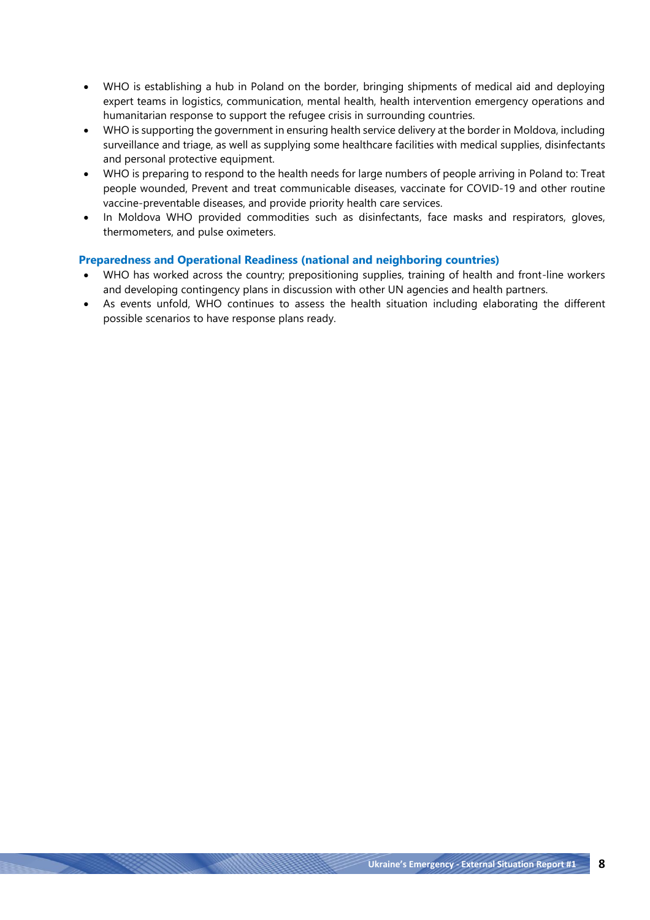- WHO is establishing a hub in Poland on the border, bringing shipments of medical aid and deploying expert teams in logistics, communication, mental health, health intervention emergency operations and humanitarian response to support the refugee crisis in surrounding countries.
- WHO is supporting the government in ensuring health service delivery at the border in Moldova, including surveillance and triage, as well as supplying some healthcare facilities with medical supplies, disinfectants and personal protective equipment.
- WHO is preparing to respond to the health needs for large numbers of people arriving in Poland to: Treat people wounded, Prevent and treat communicable diseases, vaccinate for COVID-19 and other routine vaccine-preventable diseases, and provide priority health care services.
- In Moldova WHO provided commodities such as disinfectants, face masks and respirators, gloves, thermometers, and pulse oximeters.

### Preparedness and Operational Readiness (national and neighboring countries)

- WHO has worked across the country; prepositioning supplies, training of health and front-line workers and developing contingency plans in discussion with other UN agencies and health partners.
- As events unfold, WHO continues to assess the health situation including elaborating the different possible scenarios to have response plans ready.